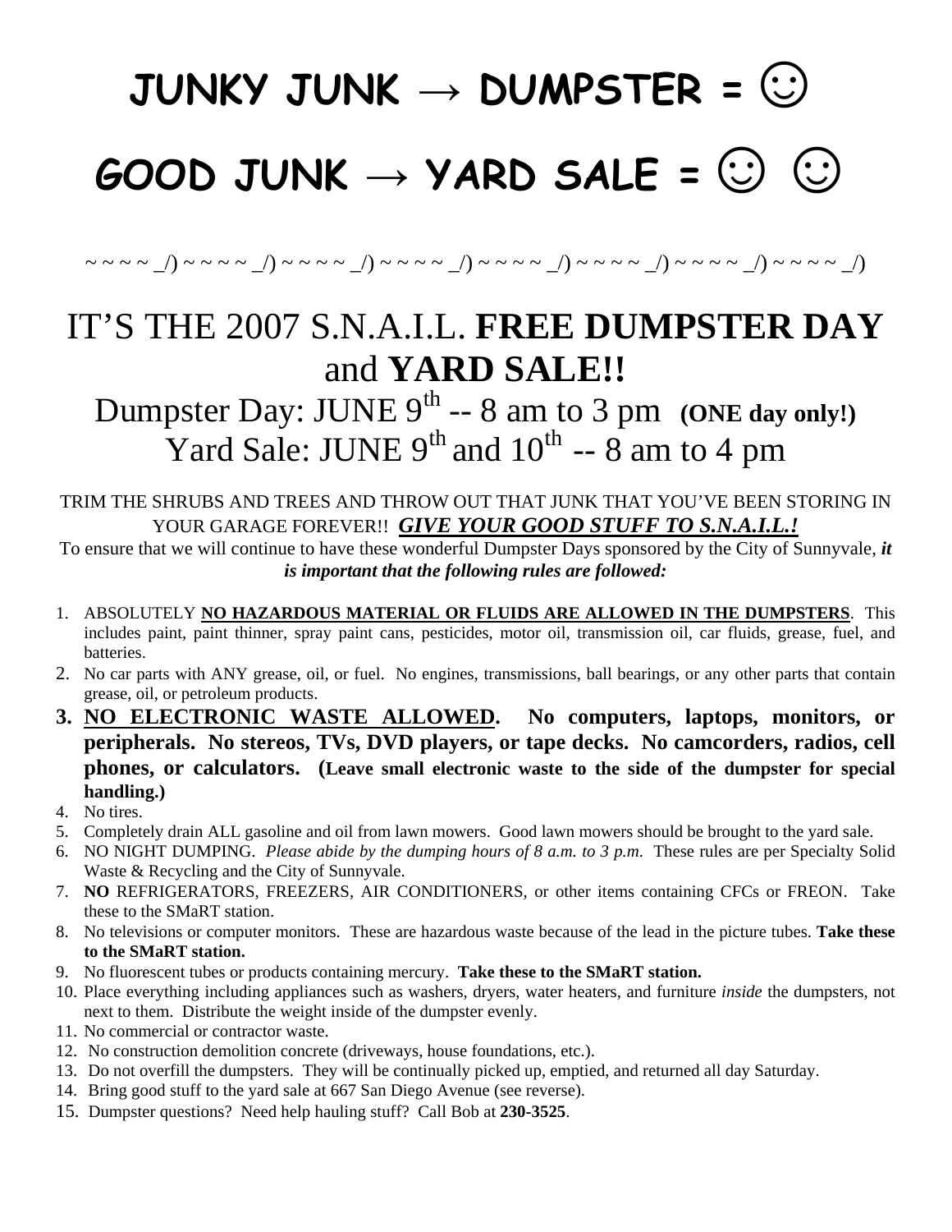# JUNKY JUNK → DUMPSTER = ☺

# GOOD JUNK → YARD SALE = ☺ ☺

~ ~ ~ ~ _/) ~ ~ ~ ~ _/) ~ ~ ~ ~ _/) ~ ~ ~ ~ _/) ~ ~ ~ ~ _/) ~ ~ ~ ~ _/) ~ ~ ~ ~ _/) ~ ~ ~ ~ _/)

## IT'S THE 2007 S.N.A.I.L. **FREE DUMPSTER DAY** and **YARD SALE!!**

### Dumpster Day: JUNE 9th -- 8 am to 3 pm **(ONE day only!)**
### Yard Sale: JUNE 9th and 10th -- 8 am to 4 pm

TRIM THE SHRUBS AND TREES AND THROW OUT THAT JUNK THAT YOU'VE BEEN STORING IN YOUR GARAGE FOREVER!! ***GIVE YOUR GOOD STUFF TO S.N.A.I.L.!***

To ensure that we will continue to have these wonderful Dumpster Days sponsored by the City of Sunnyvale, ***it is important that the following rules are followed:***

1. ABSOLUTELY **NO HAZARDOUS MATERIAL OR FLUIDS ARE ALLOWED IN THE DUMPSTERS**. This includes paint, paint thinner, spray paint cans, pesticides, motor oil, transmission oil, car fluids, grease, fuel, and batteries.
2. No car parts with ANY grease, oil, or fuel. No engines, transmissions, ball bearings, or any other parts that contain grease, oil, or petroleum products.
3. **NO ELECTRONIC WASTE ALLOWED. No computers, laptops, monitors, or peripherals. No stereos, TVs, DVD players, or tape decks. No camcorders, radios, cell phones, or calculators. (Leave small electronic waste to the side of the dumpster for special handling.)**
4. No tires.
5. Completely drain ALL gasoline and oil from lawn mowers. Good lawn mowers should be brought to the yard sale.
6. NO NIGHT DUMPING. *Please abide by the dumping hours of 8 a.m. to 3 p.m.* These rules are per Specialty Solid Waste & Recycling and the City of Sunnyvale.
7. **NO** REFRIGERATORS, FREEZERS, AIR CONDITIONERS, or other items containing CFCs or FREON. Take these to the SMaRT station.
8. No televisions or computer monitors. These are hazardous waste because of the lead in the picture tubes. **Take these to the SMaRT station.**
9. No fluorescent tubes or products containing mercury. **Take these to the SMaRT station.**
10. Place everything including appliances such as washers, dryers, water heaters, and furniture *inside* the dumpsters, not next to them. Distribute the weight inside of the dumpster evenly.
11. No commercial or contractor waste.
12. No construction demolition concrete (driveways, house foundations, etc.).
13. Do not overfill the dumpsters. They will be continually picked up, emptied, and returned all day Saturday.
14. Bring good stuff to the yard sale at 667 San Diego Avenue (see reverse).
15. Dumpster questions? Need help hauling stuff? Call Bob at **230-3525**.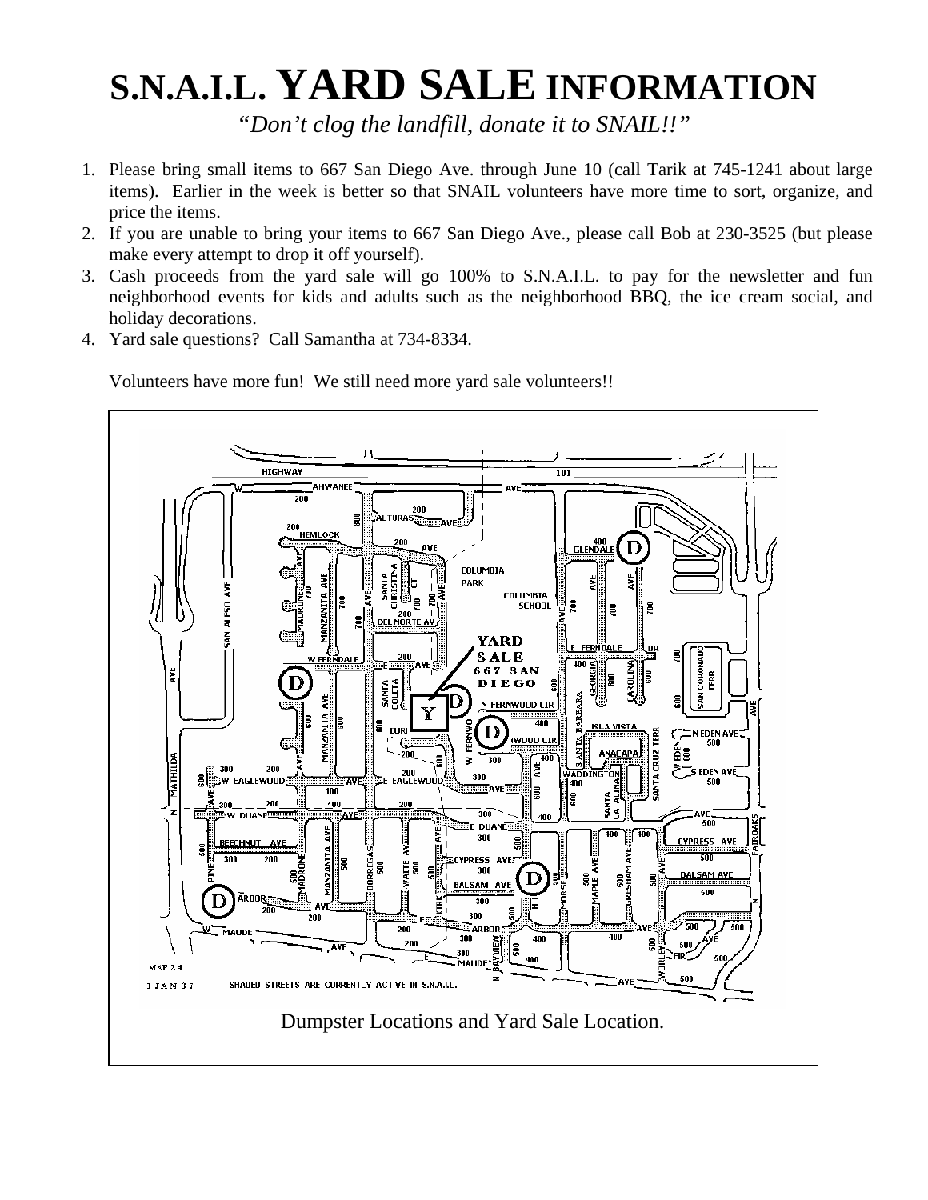# S.N.A.I.L. YARD SALE INFORMATION

*"Don't clog the landfill, donate it to SNAIL!!"*

1. Please bring small items to 667 San Diego Ave. through June 10 (call Tarik at 745-1241 about large items). Earlier in the week is better so that SNAIL volunteers have more time to sort, organize, and price the items.
2. If you are unable to bring your items to 667 San Diego Ave., please call Bob at 230-3525 (but please make every attempt to drop it off yourself).
3. Cash proceeds from the yard sale will go 100% to S.N.A.I.L. to pay for the newsletter and fun neighborhood events for kids and adults such as the neighborhood BBQ, the ice cream social, and holiday decorations.
4. Yard sale questions? Call Samantha at 734-8334.

Volunteers have more fun! We still need more yard sale volunteers!!

YARD SALE 667 SAN DIEGO

MAP 24

1 JAN 07

SHADED STREETS ARE CURRENTLY ACTIVE IN S.N.A.I.L.

Dumpster Locations and Yard Sale Location.